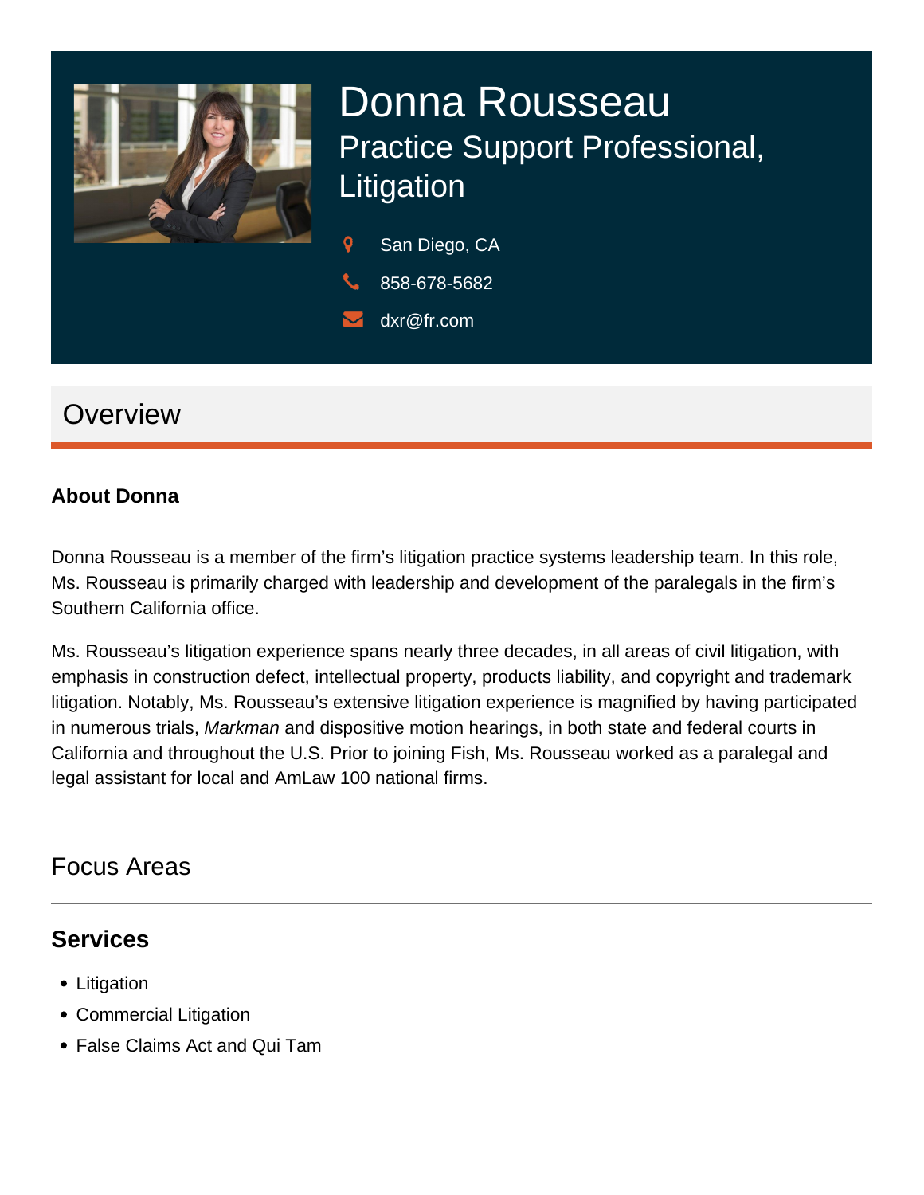# Donna Rousseau

## Practice Support Professional, Litigation

San Diego, CA

858-678-5682

dxr@fr.com

## Overview

**About Donna**

Donna Rousseau is a member of the firm's litigation practice systems leadership team. In this role, Ms. Rousseau is primarily charged with leadership and development of the paralegals in the firm's Southern California office.

Ms. Rousseau's litigation experience spans nearly three decades, in all areas of civil litigation, with emphasis in construction defect, intellectual property, products liability, and copyright and trademark litigation. Notably, Ms. Rousseau's extensive litigation experience is magnified by having participated in numerous trials, *Markman* and dispositive motion hearings, in both state and federal courts in California and throughout the U.S. Prior to joining Fish, Ms. Rousseau worked as a paralegal and legal assistant for local and AmLaw 100 national firms.

## Focus Areas

### Services

- Litigation
- Commercial Litigation
- False Claims Act and Qui Tam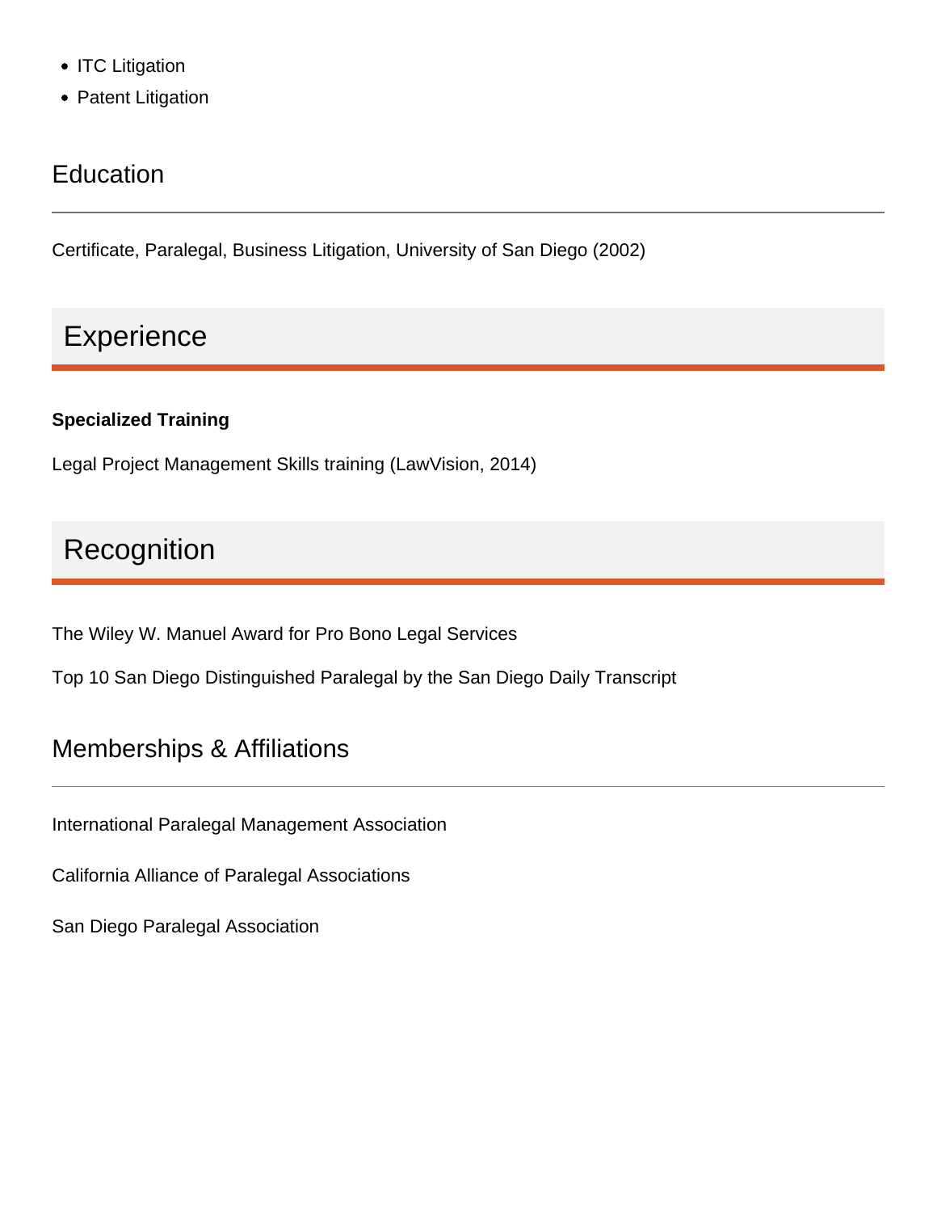- ITC Litigation
- Patent Litigation

## Education

Certificate, Paralegal, Business Litigation, University of San Diego (2002)

## Experience

**Specialized Training**

Legal Project Management Skills training (LawVision, 2014)

## Recognition

The Wiley W. Manuel Award for Pro Bono Legal Services

Top 10 San Diego Distinguished Paralegal by the San Diego Daily Transcript

## Memberships & Affiliations

International Paralegal Management Association

California Alliance of Paralegal Associations

San Diego Paralegal Association